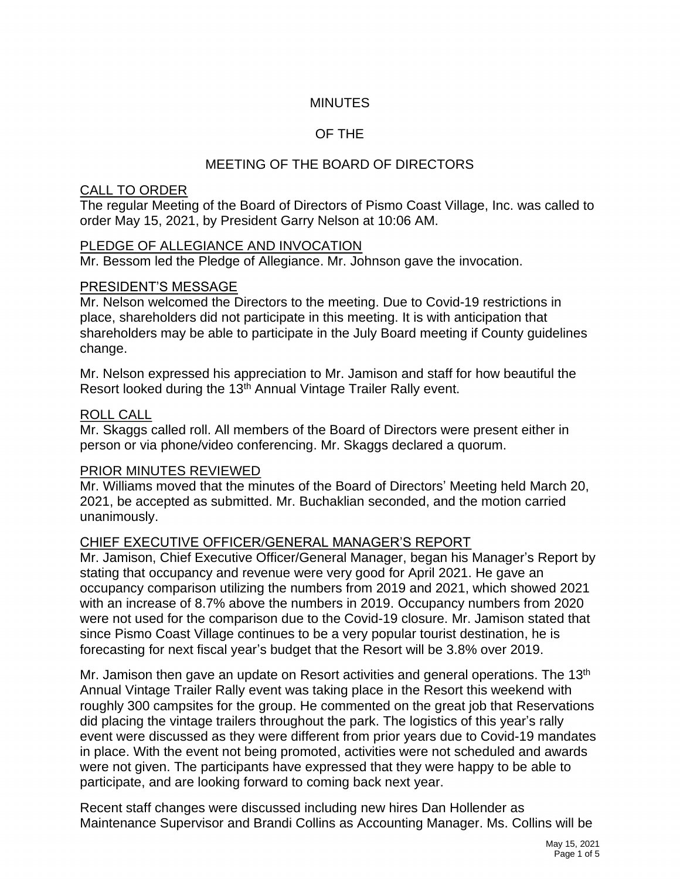# MINUTES

# OF THE

# MEETING OF THE BOARD OF DIRECTORS

## CALL TO ORDER

The regular Meeting of the Board of Directors of Pismo Coast Village, Inc. was called to order May 15, 2021, by President Garry Nelson at 10:06 AM.

## PLEDGE OF ALLEGIANCE AND INVOCATION

Mr. Bessom led the Pledge of Allegiance. Mr. Johnson gave the invocation.

## PRESIDENT'S MESSAGE

Mr. Nelson welcomed the Directors to the meeting. Due to Covid-19 restrictions in place, shareholders did not participate in this meeting. It is with anticipation that shareholders may be able to participate in the July Board meeting if County guidelines change.

Mr. Nelson expressed his appreciation to Mr. Jamison and staff for how beautiful the Resort looked during the 13th Annual Vintage Trailer Rally event.

## ROLL CALL

Mr. Skaggs called roll. All members of the Board of Directors were present either in person or via phone/video conferencing. Mr. Skaggs declared a quorum.

## PRIOR MINUTES REVIEWED

Mr. Williams moved that the minutes of the Board of Directors' Meeting held March 20, 2021, be accepted as submitted. Mr. Buchaklian seconded, and the motion carried unanimously.

## CHIEF EXECUTIVE OFFICER/GENERAL MANAGER'S REPORT

Mr. Jamison, Chief Executive Officer/General Manager, began his Manager's Report by stating that occupancy and revenue were very good for April 2021. He gave an occupancy comparison utilizing the numbers from 2019 and 2021, which showed 2021 with an increase of 8.7% above the numbers in 2019. Occupancy numbers from 2020 were not used for the comparison due to the Covid-19 closure. Mr. Jamison stated that since Pismo Coast Village continues to be a very popular tourist destination, he is forecasting for next fiscal year's budget that the Resort will be 3.8% over 2019.

Mr. Jamison then gave an update on Resort activities and general operations. The 13th Annual Vintage Trailer Rally event was taking place in the Resort this weekend with roughly 300 campsites for the group. He commented on the great job that Reservations did placing the vintage trailers throughout the park. The logistics of this year's rally event were discussed as they were different from prior years due to Covid-19 mandates in place. With the event not being promoted, activities were not scheduled and awards were not given. The participants have expressed that they were happy to be able to participate, and are looking forward to coming back next year.

Recent staff changes were discussed including new hires Dan Hollender as Maintenance Supervisor and Brandi Collins as Accounting Manager. Ms. Collins will be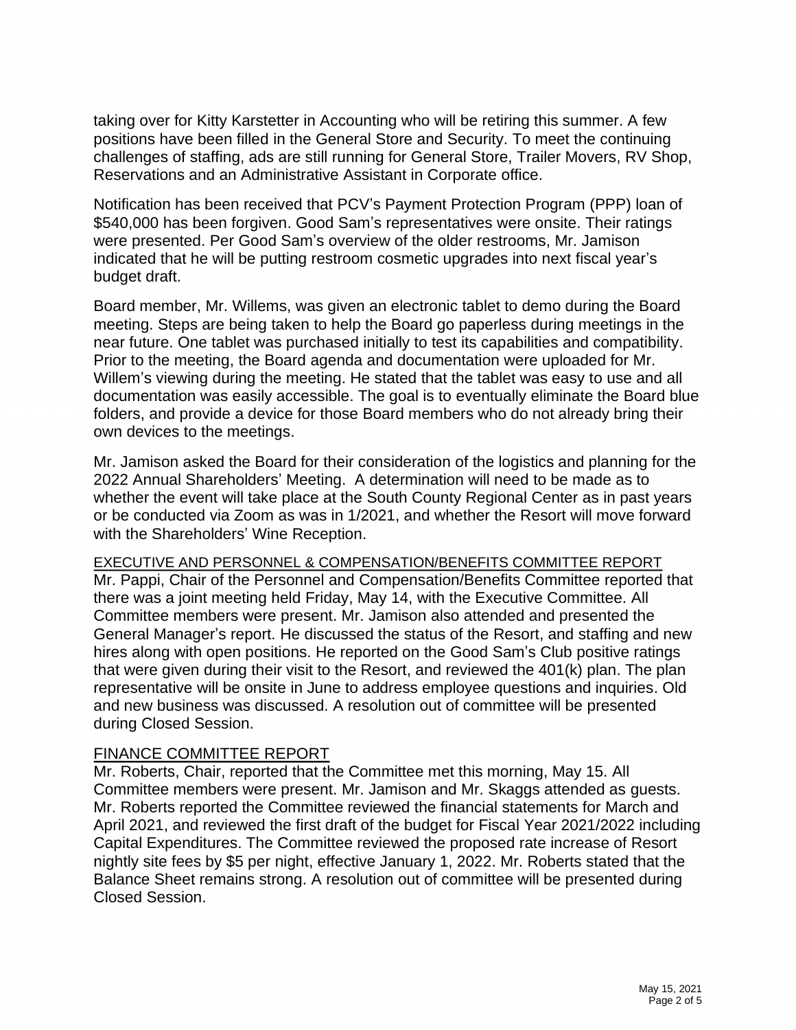taking over for Kitty Karstetter in Accounting who will be retiring this summer. A few positions have been filled in the General Store and Security. To meet the continuing challenges of staffing, ads are still running for General Store, Trailer Movers, RV Shop, Reservations and an Administrative Assistant in Corporate office.

Notification has been received that PCV's Payment Protection Program (PPP) loan of $540,000 has been forgiven. Good Sam's representatives were onsite. Their ratings were presented. Per Good Sam's overview of the older restrooms, Mr. Jamison indicated that he will be putting restroom cosmetic upgrades into next fiscal year's budget draft.

Board member, Mr. Willems, was given an electronic tablet to demo during the Board meeting. Steps are being taken to help the Board go paperless during meetings in the near future. One tablet was purchased initially to test its capabilities and compatibility. Prior to the meeting, the Board agenda and documentation were uploaded for Mr. Willem's viewing during the meeting. He stated that the tablet was easy to use and all documentation was easily accessible. The goal is to eventually eliminate the Board blue folders, and provide a device for those Board members who do not already bring their own devices to the meetings.

Mr. Jamison asked the Board for their consideration of the logistics and planning for the 2022 Annual Shareholders' Meeting. A determination will need to be made as to whether the event will take place at the South County Regional Center as in past years or be conducted via Zoom as was in 1/2021, and whether the Resort will move forward with the Shareholders' Wine Reception.

<u>EXECUTIVE AND PERSONNEL & COMPENSATION/BENEFITS COMMITTEE REPORT</u>

Mr. Pappi, Chair of the Personnel and Compensation/Benefits Committee reported that there was a joint meeting held Friday, May 14, with the Executive Committee. All Committee members were present. Mr. Jamison also attended and presented the General Manager's report. He discussed the status of the Resort, and staffing and new hires along with open positions. He reported on the Good Sam's Club positive ratings that were given during their visit to the Resort, and reviewed the 401(k) plan. The plan representative will be onsite in June to address employee questions and inquiries. Old and new business was discussed. A resolution out of committee will be presented during Closed Session.

<u>FINANCE COMMITTEE REPORT</u>

Mr. Roberts, Chair, reported that the Committee met this morning, May 15. All Committee members were present. Mr. Jamison and Mr. Skaggs attended as guests. Mr. Roberts reported the Committee reviewed the financial statements for March and April 2021, and reviewed the first draft of the budget for Fiscal Year 2021/2022 including Capital Expenditures. The Committee reviewed the proposed rate increase of Resort nightly site fees by $5 per night, effective January 1, 2022. Mr. Roberts stated that the Balance Sheet remains strong. A resolution out of committee will be presented during Closed Session.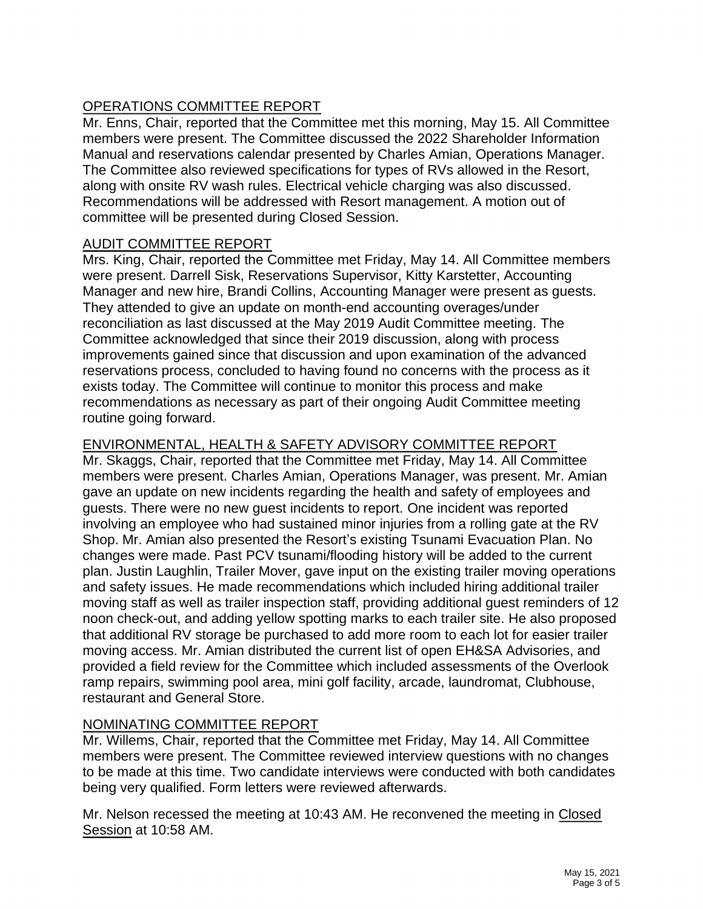<u>OPERATIONS COMMITTEE REPORT</u>

Mr. Enns, Chair, reported that the Committee met this morning, May 15. All Committee members were present. The Committee discussed the 2022 Shareholder Information Manual and reservations calendar presented by Charles Amian, Operations Manager. The Committee also reviewed specifications for types of RVs allowed in the Resort, along with onsite RV wash rules. Electrical vehicle charging was also discussed. Recommendations will be addressed with Resort management. A motion out of committee will be presented during Closed Session.

<u>AUDIT COMMITTEE REPORT</u>

Mrs. King, Chair, reported the Committee met Friday, May 14. All Committee members were present. Darrell Sisk, Reservations Supervisor, Kitty Karstetter, Accounting Manager and new hire, Brandi Collins, Accounting Manager were present as guests. They attended to give an update on month-end accounting overages/under reconciliation as last discussed at the May 2019 Audit Committee meeting. The Committee acknowledged that since their 2019 discussion, along with process improvements gained since that discussion and upon examination of the advanced reservations process, concluded to having found no concerns with the process as it exists today. The Committee will continue to monitor this process and make recommendations as necessary as part of their ongoing Audit Committee meeting routine going forward.

<u>ENVIRONMENTAL, HEALTH & SAFETY ADVISORY COMMITTEE REPORT</u>

Mr. Skaggs, Chair, reported that the Committee met Friday, May 14. All Committee members were present. Charles Amian, Operations Manager, was present. Mr. Amian gave an update on new incidents regarding the health and safety of employees and guests. There were no new guest incidents to report. One incident was reported involving an employee who had sustained minor injuries from a rolling gate at the RV Shop. Mr. Amian also presented the Resort's existing Tsunami Evacuation Plan. No changes were made. Past PCV tsunami/flooding history will be added to the current plan. Justin Laughlin, Trailer Mover, gave input on the existing trailer moving operations and safety issues. He made recommendations which included hiring additional trailer moving staff as well as trailer inspection staff, providing additional guest reminders of 12 noon check-out, and adding yellow spotting marks to each trailer site. He also proposed that additional RV storage be purchased to add more room to each lot for easier trailer moving access. Mr. Amian distributed the current list of open EH&SA Advisories, and provided a field review for the Committee which included assessments of the Overlook ramp repairs, swimming pool area, mini golf facility, arcade, laundromat, Clubhouse, restaurant and General Store.

<u>NOMINATING COMMITTEE REPORT</u>

Mr. Willems, Chair, reported that the Committee met Friday, May 14. All Committee members were present. The Committee reviewed interview questions with no changes to be made at this time. Two candidate interviews were conducted with both candidates being very qualified. Form letters were reviewed afterwards.

Mr. Nelson recessed the meeting at 10:43 AM. He reconvened the meeting in <u>Closed Session</u> at 10:58 AM.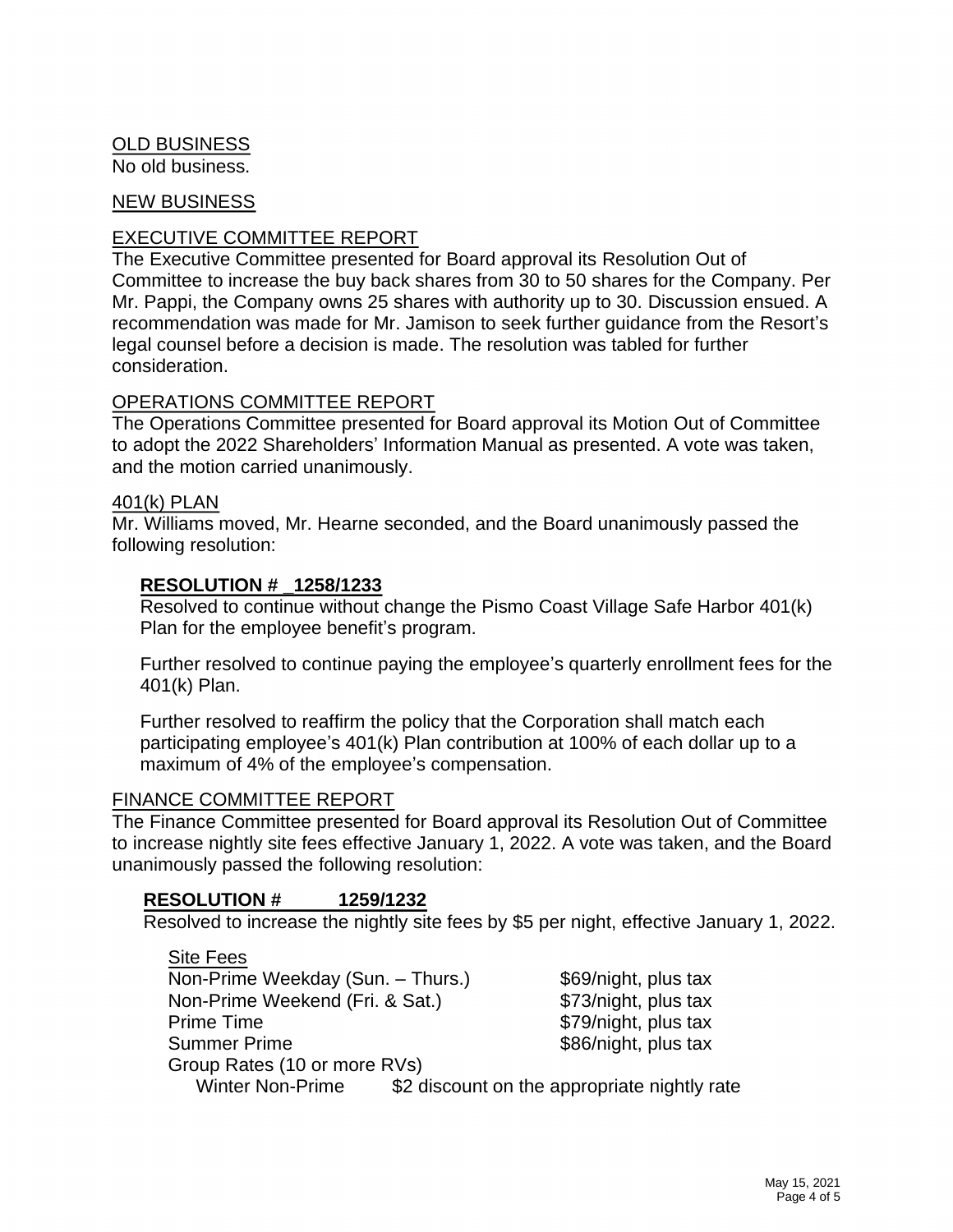## OLD BUSINESS

No old business.

## NEW BUSINESS

## EXECUTIVE COMMITTEE REPORT

The Executive Committee presented for Board approval its Resolution Out of Committee to increase the buy back shares from 30 to 50 shares for the Company. Per Mr. Pappi, the Company owns 25 shares with authority up to 30. Discussion ensued. A recommendation was made for Mr. Jamison to seek further guidance from the Resort's legal counsel before a decision is made. The resolution was tabled for further consideration.

## OPERATIONS COMMITTEE REPORT

The Operations Committee presented for Board approval its Motion Out of Committee to adopt the 2022 Shareholders' Information Manual as presented. A vote was taken, and the motion carried unanimously.

## 401(k) PLAN

Mr. Williams moved, Mr. Hearne seconded, and the Board unanimously passed the following resolution:

**RESOLUTION # _1258/1233**

Resolved to continue without change the Pismo Coast Village Safe Harbor 401(k) Plan for the employee benefit's program.

Further resolved to continue paying the employee's quarterly enrollment fees for the 401(k) Plan.

Further resolved to reaffirm the policy that the Corporation shall match each participating employee's 401(k) Plan contribution at 100% of each dollar up to a maximum of 4% of the employee's compensation.

## FINANCE COMMITTEE REPORT

The Finance Committee presented for Board approval its Resolution Out of Committee to increase nightly site fees effective January 1, 2022. A vote was taken, and the Board unanimously passed the following resolution:

**RESOLUTION # 1259/1232**

Resolved to increase the nightly site fees by $5 per night, effective January 1, 2022.

Site Fees

| | |
|---|---|
| Non-Prime Weekday (Sun. – Thurs.) | $69/night, plus tax |
| Non-Prime Weekend (Fri. & Sat.) | $73/night, plus tax |
| Prime Time | $79/night, plus tax |
| Summer Prime | $86/night, plus tax |
| Group Rates (10 or more RVs) | |
| Winter Non-Prime | $2 discount on the appropriate nightly rate |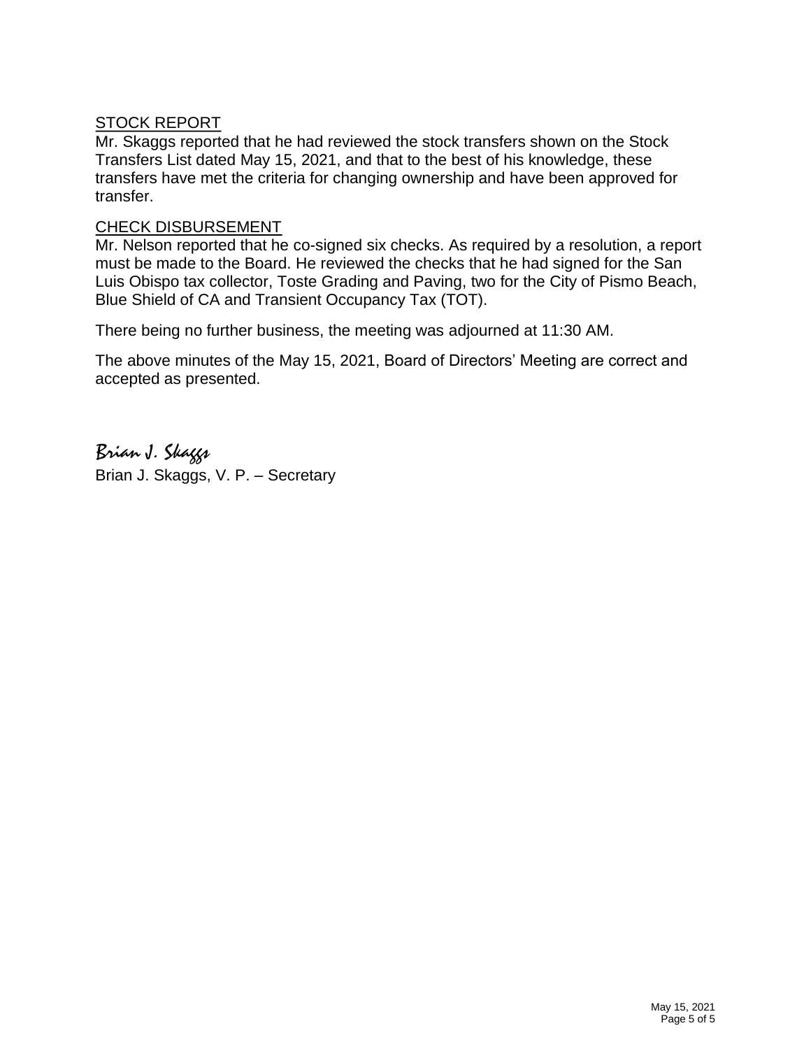STOCK REPORT

Mr. Skaggs reported that he had reviewed the stock transfers shown on the Stock Transfers List dated May 15, 2021, and that to the best of his knowledge, these transfers have met the criteria for changing ownership and have been approved for transfer.

CHECK DISBURSEMENT

Mr. Nelson reported that he co-signed six checks. As required by a resolution, a report must be made to the Board. He reviewed the checks that he had signed for the San Luis Obispo tax collector, Toste Grading and Paving, two for the City of Pismo Beach, Blue Shield of CA and Transient Occupancy Tax (TOT).

There being no further business, the meeting was adjourned at 11:30 AM.

The above minutes of the May 15, 2021, Board of Directors' Meeting are correct and accepted as presented.

*Brian J. Skaggs*

Brian J. Skaggs, V. P. – Secretary